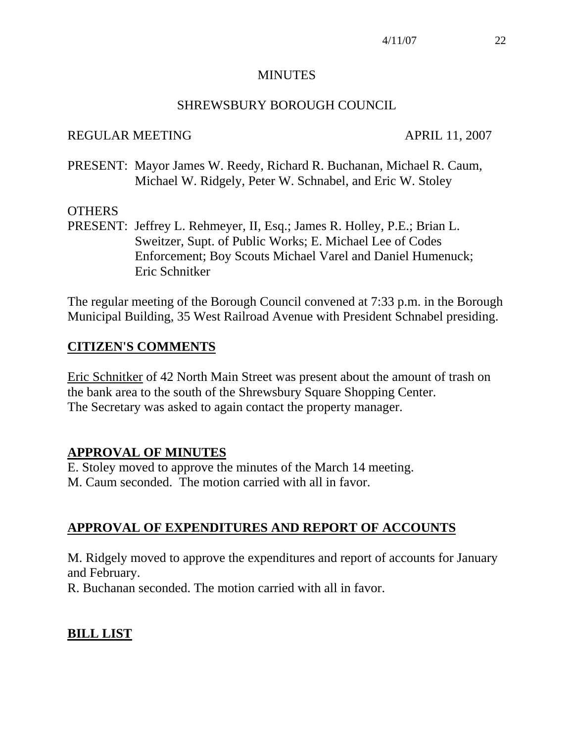# MINUTES

## SHREWSBURY BOROUGH COUNCIL

REGULAR MEETING APRIL 11, 2007

PRESENT: Mayor James W. Reedy, Richard R. Buchanan, Michael R. Caum, Michael W. Ridgely, Peter W. Schnabel, and Eric W. Stoley

OTHERS
PRESENT: Jeffrey L. Rehmeyer, II, Esq.; James R. Holley, P.E.; Brian L. Sweitzer, Supt. of Public Works; E. Michael Lee of Codes Enforcement; Boy Scouts Michael Varel and Daniel Humenuck; Eric Schnitker

The regular meeting of the Borough Council convened at 7:33 p.m. in the Borough Municipal Building, 35 West Railroad Avenue with President Schnabel presiding.

## CITIZEN'S COMMENTS

Eric Schnitker of 42 North Main Street was present about the amount of trash on the bank area to the south of the Shrewsbury Square Shopping Center. The Secretary was asked to again contact the property manager.

## APPROVAL OF MINUTES

E. Stoley moved to approve the minutes of the March 14 meeting.
M. Caum seconded. The motion carried with all in favor.

## APPROVAL OF EXPENDITURES AND REPORT OF ACCOUNTS

M. Ridgely moved to approve the expenditures and report of accounts for January and February.
R. Buchanan seconded. The motion carried with all in favor.

## BILL LIST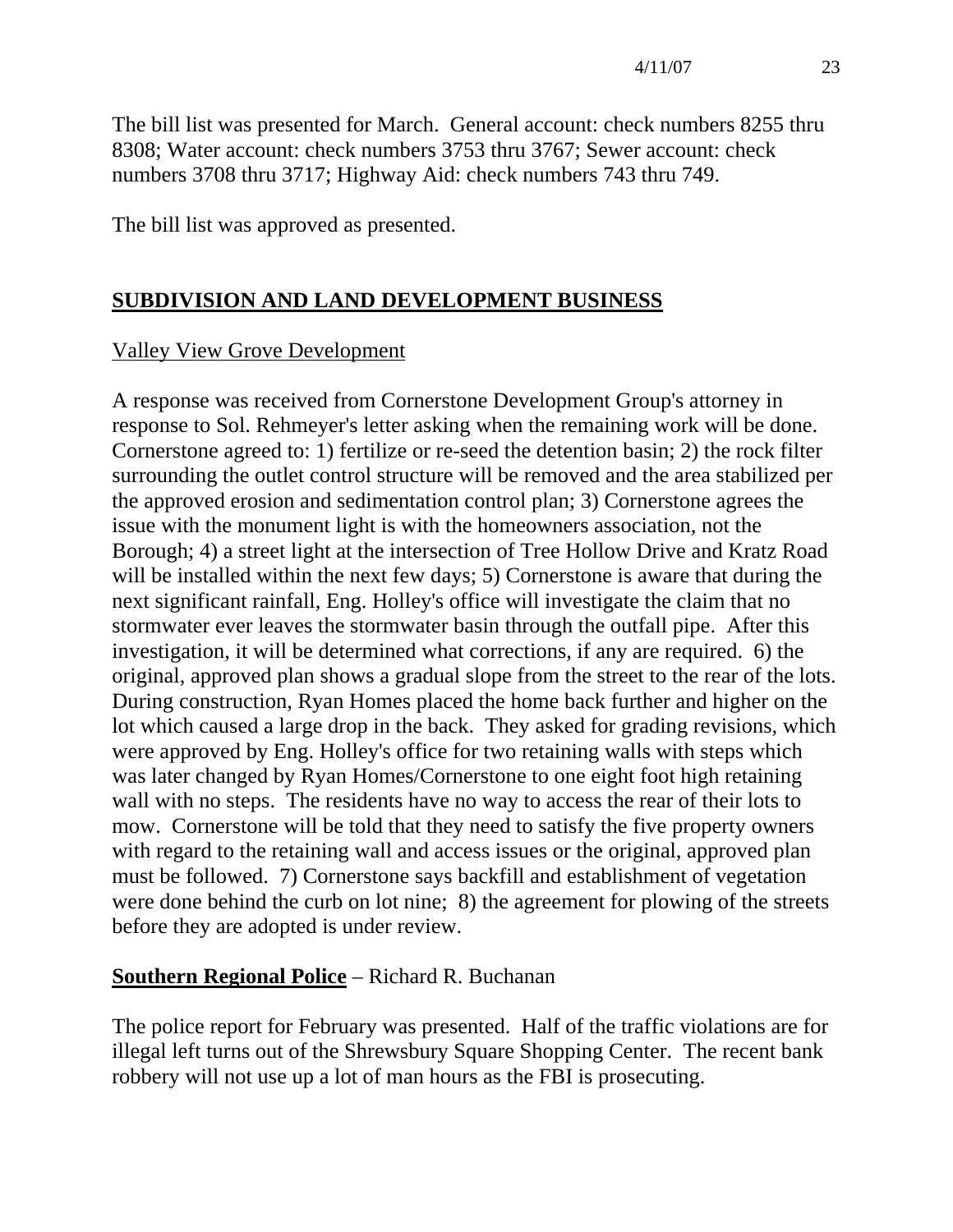The bill list was presented for March. General account: check numbers 8255 thru 8308; Water account: check numbers 3753 thru 3767; Sewer account: check numbers 3708 thru 3717; Highway Aid: check numbers 743 thru 749.

The bill list was approved as presented.

## SUBDIVISION AND LAND DEVELOPMENT BUSINESS

Valley View Grove Development

A response was received from Cornerstone Development Group's attorney in response to Sol. Rehmeyer's letter asking when the remaining work will be done. Cornerstone agreed to: 1) fertilize or re-seed the detention basin; 2) the rock filter surrounding the outlet control structure will be removed and the area stabilized per the approved erosion and sedimentation control plan; 3) Cornerstone agrees the issue with the monument light is with the homeowners association, not the Borough; 4) a street light at the intersection of Tree Hollow Drive and Kratz Road will be installed within the next few days; 5) Cornerstone is aware that during the next significant rainfall, Eng. Holley's office will investigate the claim that no stormwater ever leaves the stormwater basin through the outfall pipe. After this investigation, it will be determined what corrections, if any are required. 6) the original, approved plan shows a gradual slope from the street to the rear of the lots. During construction, Ryan Homes placed the home back further and higher on the lot which caused a large drop in the back. They asked for grading revisions, which were approved by Eng. Holley's office for two retaining walls with steps which was later changed by Ryan Homes/Cornerstone to one eight foot high retaining wall with no steps. The residents have no way to access the rear of their lots to mow. Cornerstone will be told that they need to satisfy the five property owners with regard to the retaining wall and access issues or the original, approved plan must be followed. 7) Cornerstone says backfill and establishment of vegetation were done behind the curb on lot nine; 8) the agreement for plowing of the streets before they are adopted is under review.

**Southern Regional Police** – Richard R. Buchanan

The police report for February was presented. Half of the traffic violations are for illegal left turns out of the Shrewsbury Square Shopping Center. The recent bank robbery will not use up a lot of man hours as the FBI is prosecuting.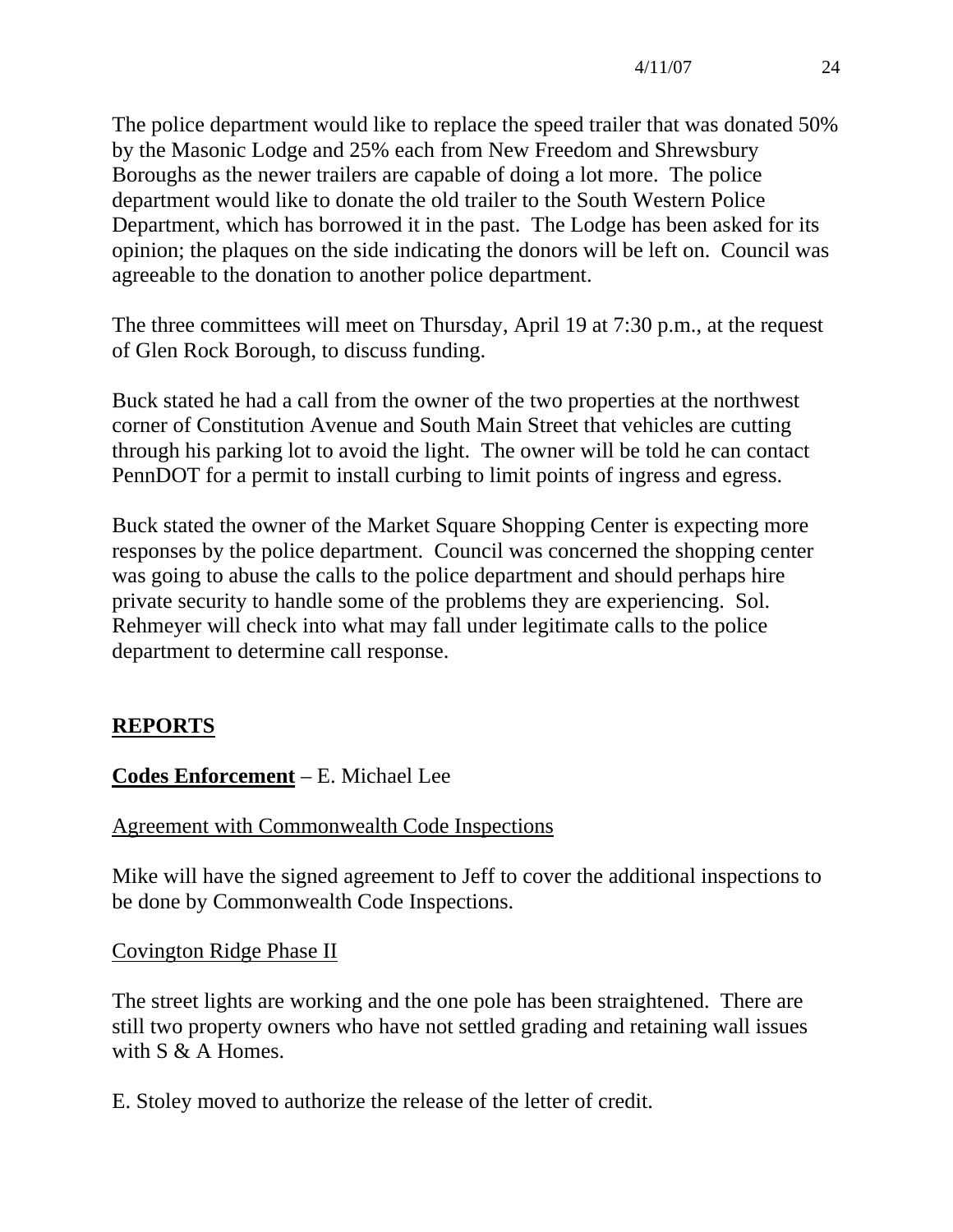The police department would like to replace the speed trailer that was donated 50% by the Masonic Lodge and 25% each from New Freedom and Shrewsbury Boroughs as the newer trailers are capable of doing a lot more. The police department would like to donate the old trailer to the South Western Police Department, which has borrowed it in the past. The Lodge has been asked for its opinion; the plaques on the side indicating the donors will be left on. Council was agreeable to the donation to another police department.

The three committees will meet on Thursday, April 19 at 7:30 p.m., at the request of Glen Rock Borough, to discuss funding.

Buck stated he had a call from the owner of the two properties at the northwest corner of Constitution Avenue and South Main Street that vehicles are cutting through his parking lot to avoid the light. The owner will be told he can contact PennDOT for a permit to install curbing to limit points of ingress and egress.

Buck stated the owner of the Market Square Shopping Center is expecting more responses by the police department. Council was concerned the shopping center was going to abuse the calls to the police department and should perhaps hire private security to handle some of the problems they are experiencing. Sol. Rehmeyer will check into what may fall under legitimate calls to the police department to determine call response.

## REPORTS

**Codes Enforcement** – E. Michael Lee

Agreement with Commonwealth Code Inspections

Mike will have the signed agreement to Jeff to cover the additional inspections to be done by Commonwealth Code Inspections.

Covington Ridge Phase II

The street lights are working and the one pole has been straightened. There are still two property owners who have not settled grading and retaining wall issues with S & A Homes.

E. Stoley moved to authorize the release of the letter of credit.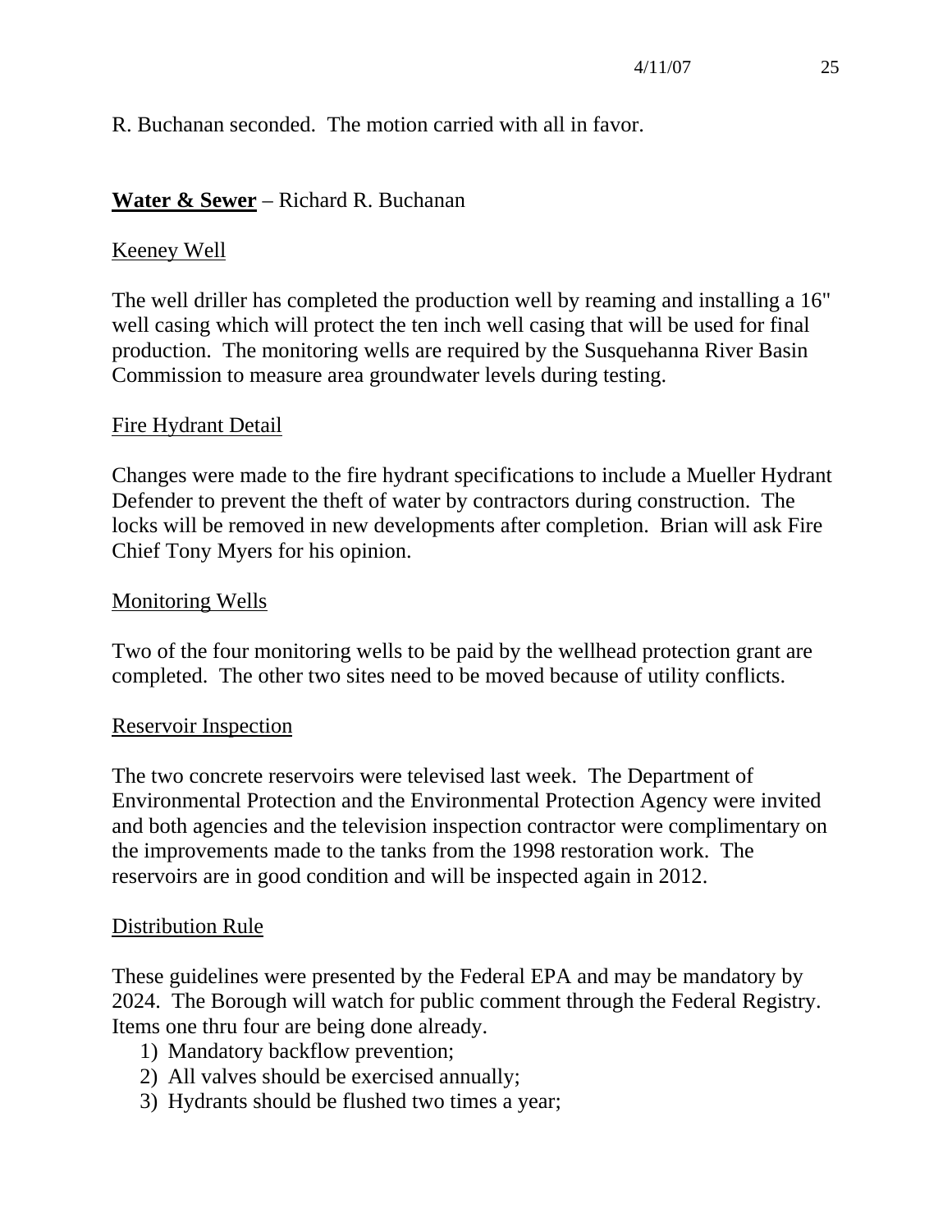R. Buchanan seconded. The motion carried with all in favor.

**<u>Water & Sewer</u>** – Richard R. Buchanan

<u>Keeney Well</u>

The well driller has completed the production well by reaming and installing a 16" well casing which will protect the ten inch well casing that will be used for final production. The monitoring wells are required by the Susquehanna River Basin Commission to measure area groundwater levels during testing.

<u>Fire Hydrant Detail</u>

Changes were made to the fire hydrant specifications to include a Mueller Hydrant Defender to prevent the theft of water by contractors during construction. The locks will be removed in new developments after completion. Brian will ask Fire Chief Tony Myers for his opinion.

<u>Monitoring Wells</u>

Two of the four monitoring wells to be paid by the wellhead protection grant are completed. The other two sites need to be moved because of utility conflicts.

<u>Reservoir Inspection</u>

The two concrete reservoirs were televised last week. The Department of Environmental Protection and the Environmental Protection Agency were invited and both agencies and the television inspection contractor were complimentary on the improvements made to the tanks from the 1998 restoration work. The reservoirs are in good condition and will be inspected again in 2012.

<u>Distribution Rule</u>

These guidelines were presented by the Federal EPA and may be mandatory by 2024. The Borough will watch for public comment through the Federal Registry. Items one thru four are being done already.

1) Mandatory backflow prevention;
2) All valves should be exercised annually;
3) Hydrants should be flushed two times a year;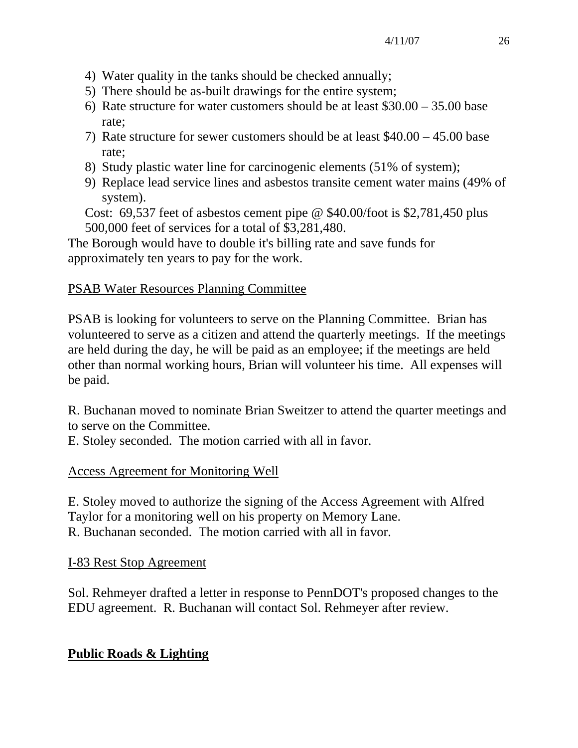4) Water quality in the tanks should be checked annually;
5) There should be as-built drawings for the entire system;
6) Rate structure for water customers should be at least $30.00 – 35.00 base rate;
7) Rate structure for sewer customers should be at least $40.00 – 45.00 base rate;
8) Study plastic water line for carcinogenic elements (51% of system);
9) Replace lead service lines and asbestos transite cement water mains (49% of system).

Cost: 69,537 feet of asbestos cement pipe @ $40.00/foot is $2,781,450 plus 500,000 feet of services for a total of $3,281,480.

The Borough would have to double it's billing rate and save funds for approximately ten years to pay for the work.

PSAB Water Resources Planning Committee

PSAB is looking for volunteers to serve on the Planning Committee. Brian has volunteered to serve as a citizen and attend the quarterly meetings. If the meetings are held during the day, he will be paid as an employee; if the meetings are held other than normal working hours, Brian will volunteer his time. All expenses will be paid.

R. Buchanan moved to nominate Brian Sweitzer to attend the quarter meetings and to serve on the Committee.
E. Stoley seconded. The motion carried with all in favor.

Access Agreement for Monitoring Well

E. Stoley moved to authorize the signing of the Access Agreement with Alfred Taylor for a monitoring well on his property on Memory Lane.
R. Buchanan seconded. The motion carried with all in favor.

I-83 Rest Stop Agreement

Sol. Rehmeyer drafted a letter in response to PennDOT's proposed changes to the EDU agreement. R. Buchanan will contact Sol. Rehmeyer after review.

**Public Roads & Lighting**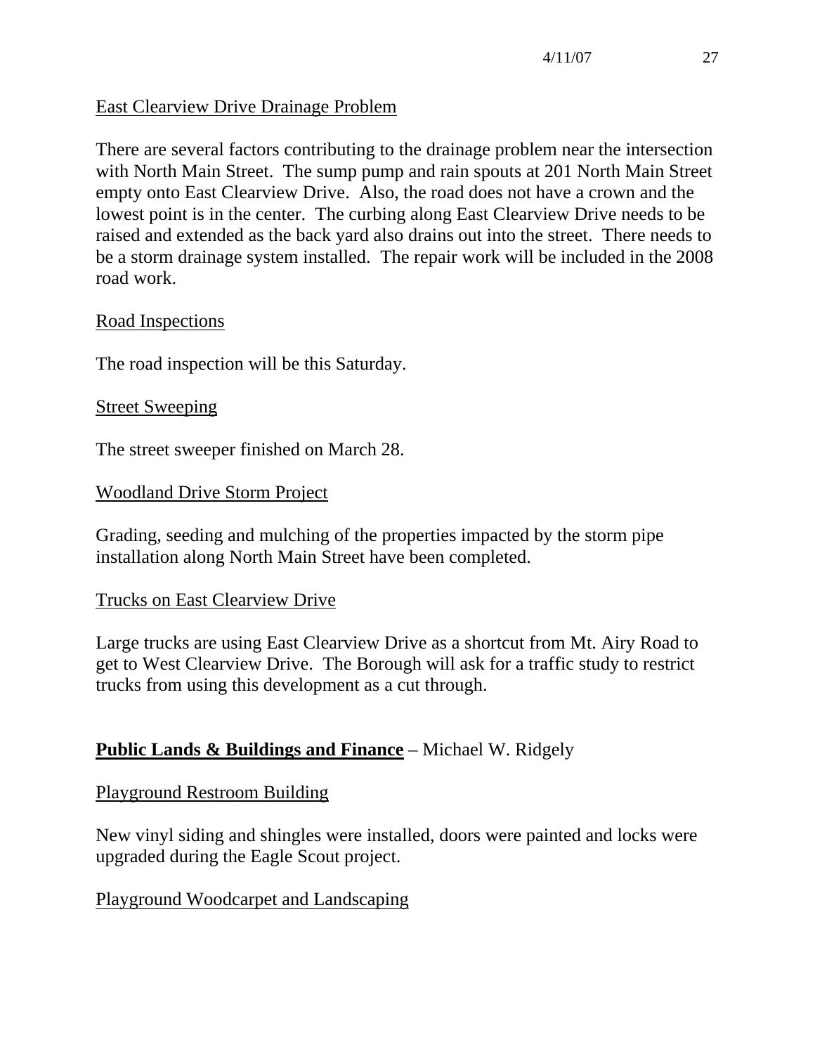East Clearview Drive Drainage Problem

There are several factors contributing to the drainage problem near the intersection with North Main Street. The sump pump and rain spouts at 201 North Main Street empty onto East Clearview Drive. Also, the road does not have a crown and the lowest point is in the center. The curbing along East Clearview Drive needs to be raised and extended as the back yard also drains out into the street. There needs to be a storm drainage system installed. The repair work will be included in the 2008 road work.

Road Inspections

The road inspection will be this Saturday.

Street Sweeping

The street sweeper finished on March 28.

Woodland Drive Storm Project

Grading, seeding and mulching of the properties impacted by the storm pipe installation along North Main Street have been completed.

Trucks on East Clearview Drive

Large trucks are using East Clearview Drive as a shortcut from Mt. Airy Road to get to West Clearview Drive. The Borough will ask for a traffic study to restrict trucks from using this development as a cut through.

**Public Lands & Buildings and Finance** – Michael W. Ridgely

Playground Restroom Building

New vinyl siding and shingles were installed, doors were painted and locks were upgraded during the Eagle Scout project.

Playground Woodcarpet and Landscaping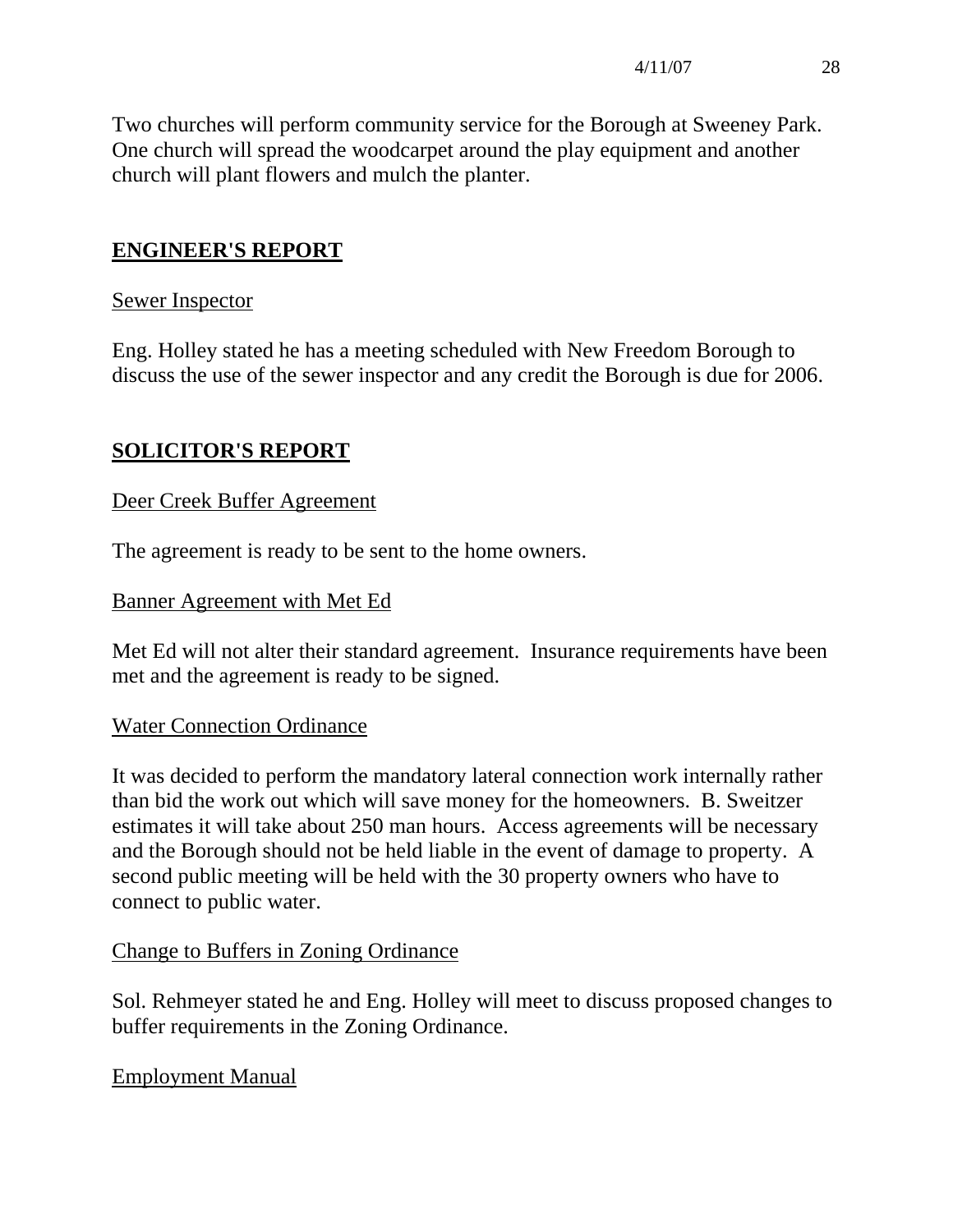Two churches will perform community service for the Borough at Sweeney Park. One church will spread the woodcarpet around the play equipment and another church will plant flowers and mulch the planter.

## ENGINEER'S REPORT

Sewer Inspector

Eng. Holley stated he has a meeting scheduled with New Freedom Borough to discuss the use of the sewer inspector and any credit the Borough is due for 2006.

## SOLICITOR'S REPORT

Deer Creek Buffer Agreement

The agreement is ready to be sent to the home owners.

Banner Agreement with Met Ed

Met Ed will not alter their standard agreement. Insurance requirements have been met and the agreement is ready to be signed.

Water Connection Ordinance

It was decided to perform the mandatory lateral connection work internally rather than bid the work out which will save money for the homeowners. B. Sweitzer estimates it will take about 250 man hours. Access agreements will be necessary and the Borough should not be held liable in the event of damage to property. A second public meeting will be held with the 30 property owners who have to connect to public water.

Change to Buffers in Zoning Ordinance

Sol. Rehmeyer stated he and Eng. Holley will meet to discuss proposed changes to buffer requirements in the Zoning Ordinance.

Employment Manual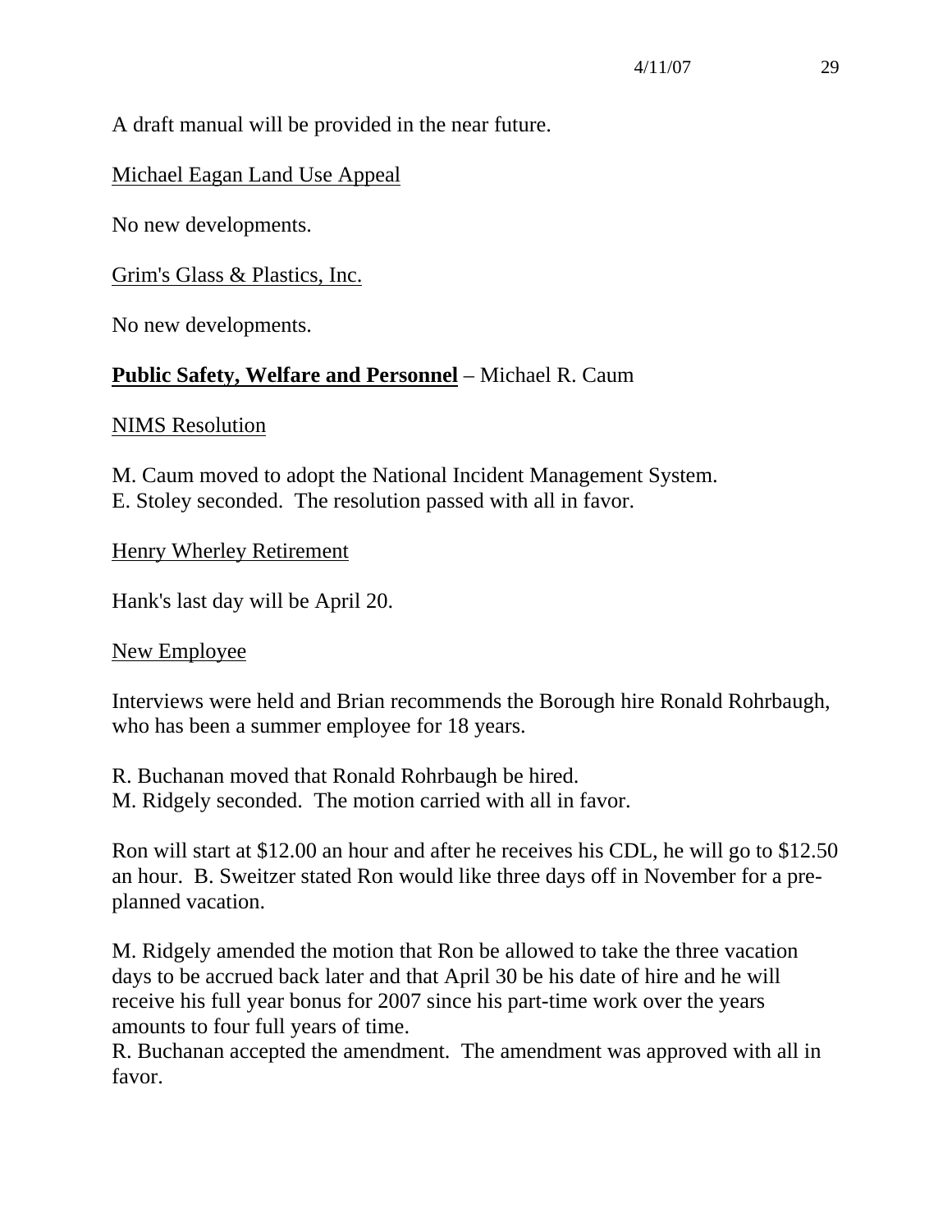A draft manual will be provided in the near future.

Michael Eagan Land Use Appeal

No new developments.

Grim's Glass & Plastics, Inc.

No new developments.

**Public Safety, Welfare and Personnel** – Michael R. Caum

NIMS Resolution

M. Caum moved to adopt the National Incident Management System.
E. Stoley seconded. The resolution passed with all in favor.

Henry Wherley Retirement

Hank's last day will be April 20.

New Employee

Interviews were held and Brian recommends the Borough hire Ronald Rohrbaugh, who has been a summer employee for 18 years.

R. Buchanan moved that Ronald Rohrbaugh be hired.
M. Ridgely seconded. The motion carried with all in favor.

Ron will start at $12.00 an hour and after he receives his CDL, he will go to $12.50 an hour. B. Sweitzer stated Ron would like three days off in November for a pre-planned vacation.

M. Ridgely amended the motion that Ron be allowed to take the three vacation days to be accrued back later and that April 30 be his date of hire and he will receive his full year bonus for 2007 since his part-time work over the years amounts to four full years of time.
R. Buchanan accepted the amendment. The amendment was approved with all in favor.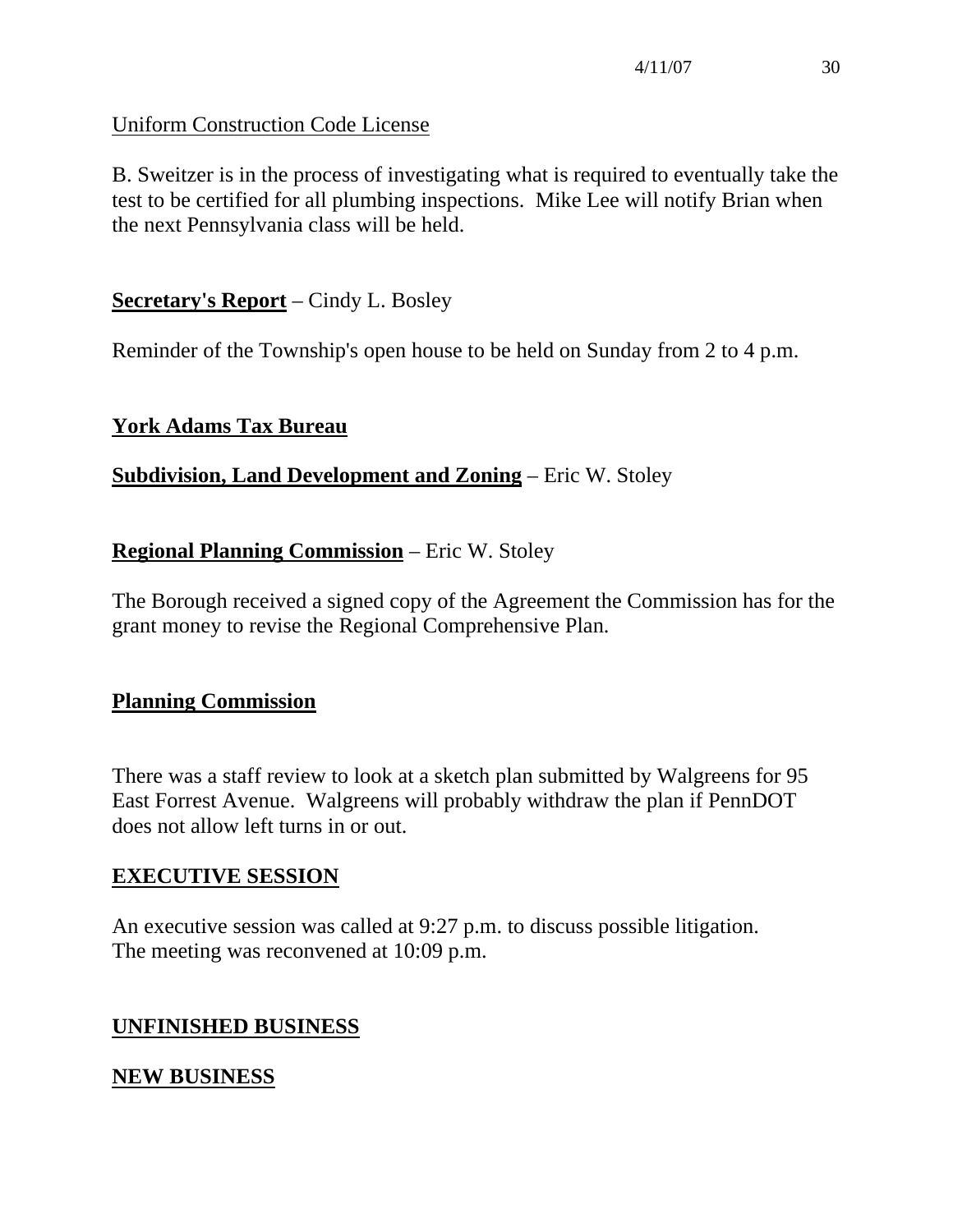Uniform Construction Code License

B. Sweitzer is in the process of investigating what is required to eventually take the test to be certified for all plumbing inspections. Mike Lee will notify Brian when the next Pennsylvania class will be held.

**Secretary's Report** – Cindy L. Bosley

Reminder of the Township's open house to be held on Sunday from 2 to 4 p.m.

**York Adams Tax Bureau**

**Subdivision, Land Development and Zoning** – Eric W. Stoley

**Regional Planning Commission** – Eric W. Stoley

The Borough received a signed copy of the Agreement the Commission has for the grant money to revise the Regional Comprehensive Plan.

**Planning Commission**

There was a staff review to look at a sketch plan submitted by Walgreens for 95 East Forrest Avenue. Walgreens will probably withdraw the plan if PennDOT does not allow left turns in or out.

## EXECUTIVE SESSION

An executive session was called at 9:27 p.m. to discuss possible litigation. The meeting was reconvened at 10:09 p.m.

## UNFINISHED BUSINESS

## NEW BUSINESS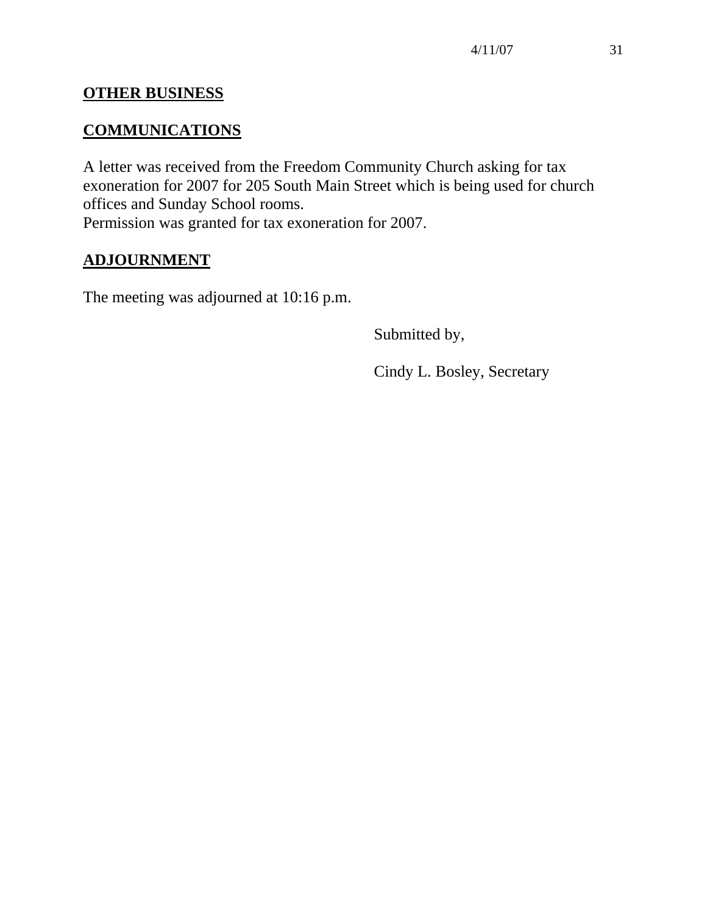**OTHER BUSINESS**

**COMMUNICATIONS**

A letter was received from the Freedom Community Church asking for tax exoneration for 2007 for 205 South Main Street which is being used for church offices and Sunday School rooms.
Permission was granted for tax exoneration for 2007.

**ADJOURNMENT**

The meeting was adjourned at 10:16 p.m.

Submitted by,

Cindy L. Bosley, Secretary